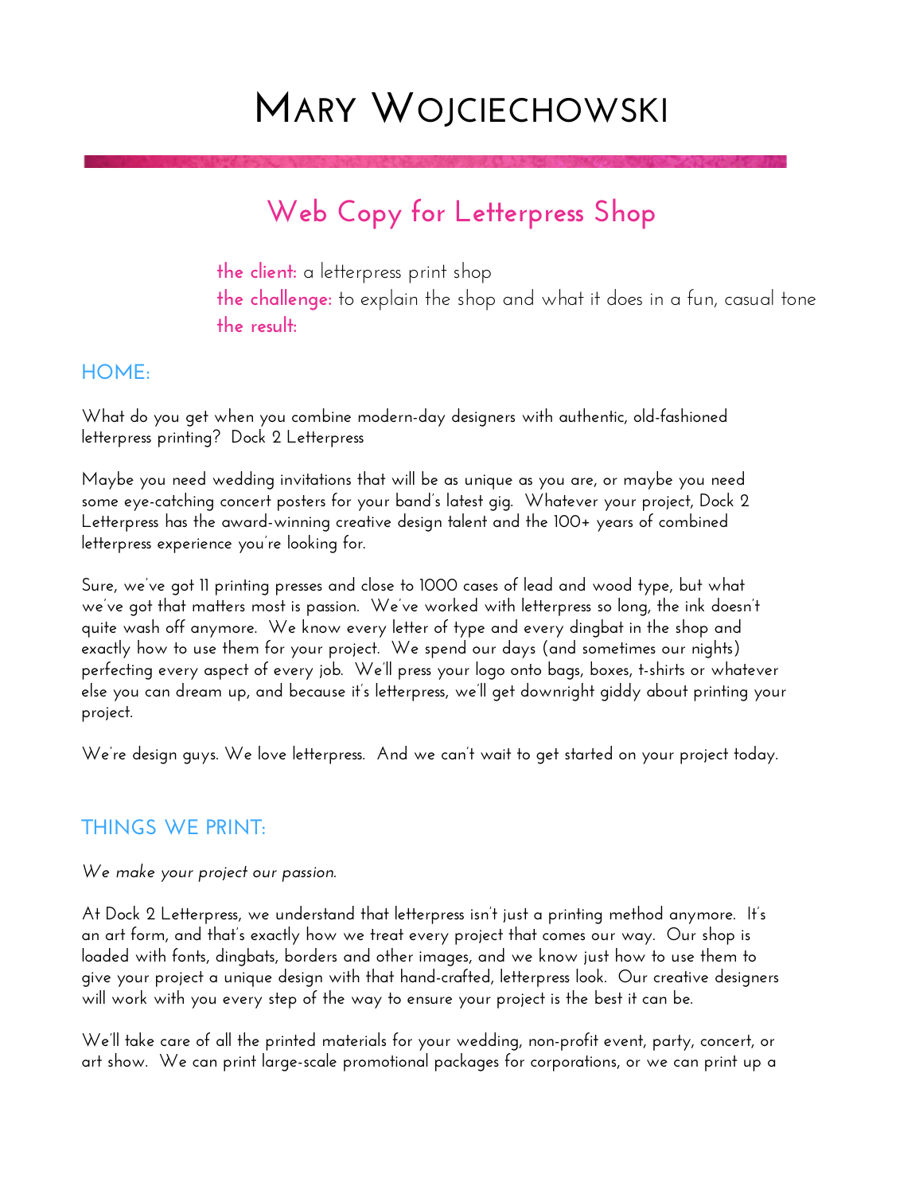# Mary Wojciechowski

## Web Copy for Letterpress Shop

**the client:** a letterpress print shop
**the challenge:** to explain the shop and what it does in a fun, casual tone
**the result:**

### HOME:

What do you get when you combine modern-day designers with authentic, old-fashioned letterpress printing? Dock 2 Letterpress

Maybe you need wedding invitations that will be as unique as you are, or maybe you need some eye-catching concert posters for your band's latest gig. Whatever your project, Dock 2 Letterpress has the award-winning creative design talent and the 100+ years of combined letterpress experience you're looking for.

Sure, we've got 11 printing presses and close to 1000 cases of lead and wood type, but what we've got that matters most is passion. We've worked with letterpress so long, the ink doesn't quite wash off anymore. We know every letter of type and every dingbat in the shop and exactly how to use them for your project. We spend our days (and sometimes our nights) perfecting every aspect of every job. We'll press your logo onto bags, boxes, t-shirts or whatever else you can dream up, and because it's letterpress, we'll get downright giddy about printing your project.

We're design guys. We love letterpress. And we can't wait to get started on your project today.

### THINGS WE PRINT:

*We make your project our passion.*

At Dock 2 Letterpress, we understand that letterpress isn't just a printing method anymore. It's an art form, and that's exactly how we treat every project that comes our way. Our shop is loaded with fonts, dingbats, borders and other images, and we know just how to use them to give your project a unique design with that hand-crafted, letterpress look. Our creative designers will work with you every step of the way to ensure your project is the best it can be.

We'll take care of all the printed materials for your wedding, non-profit event, party, concert, or art show. We can print large-scale promotional packages for corporations, or we can print up a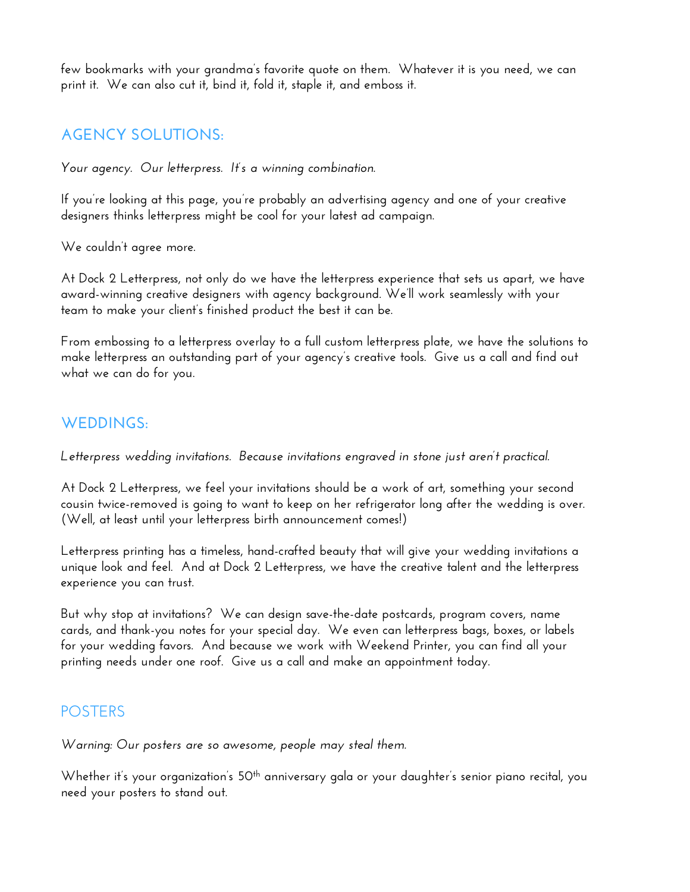few bookmarks with your grandma's favorite quote on them. Whatever it is you need, we can print it. We can also cut it, bind it, fold it, staple it, and emboss it.

## AGENCY SOLUTIONS:

*Your agency. Our letterpress. It's a winning combination.*

If you're looking at this page, you're probably an advertising agency and one of your creative designers thinks letterpress might be cool for your latest ad campaign.

We couldn't agree more.

At Dock 2 Letterpress, not only do we have the letterpress experience that sets us apart, we have award-winning creative designers with agency background. We'll work seamlessly with your team to make your client's finished product the best it can be.

From embossing to a letterpress overlay to a full custom letterpress plate, we have the solutions to make letterpress an outstanding part of your agency's creative tools. Give us a call and find out what we can do for you.

## WEDDINGS:

*Letterpress wedding invitations. Because invitations engraved in stone just aren't practical.*

At Dock 2 Letterpress, we feel your invitations should be a work of art, something your second cousin twice-removed is going to want to keep on her refrigerator long after the wedding is over. (Well, at least until your letterpress birth announcement comes!)

Letterpress printing has a timeless, hand-crafted beauty that will give your wedding invitations a unique look and feel. And at Dock 2 Letterpress, we have the creative talent and the letterpress experience you can trust.

But why stop at invitations? We can design save-the-date postcards, program covers, name cards, and thank-you notes for your special day. We even can letterpress bags, boxes, or labels for your wedding favors. And because we work with Weekend Printer, you can find all your printing needs under one roof. Give us a call and make an appointment today.

## POSTERS

*Warning: Our posters are so awesome, people may steal them.*

Whether it's your organization's 50th anniversary gala or your daughter's senior piano recital, you need your posters to stand out.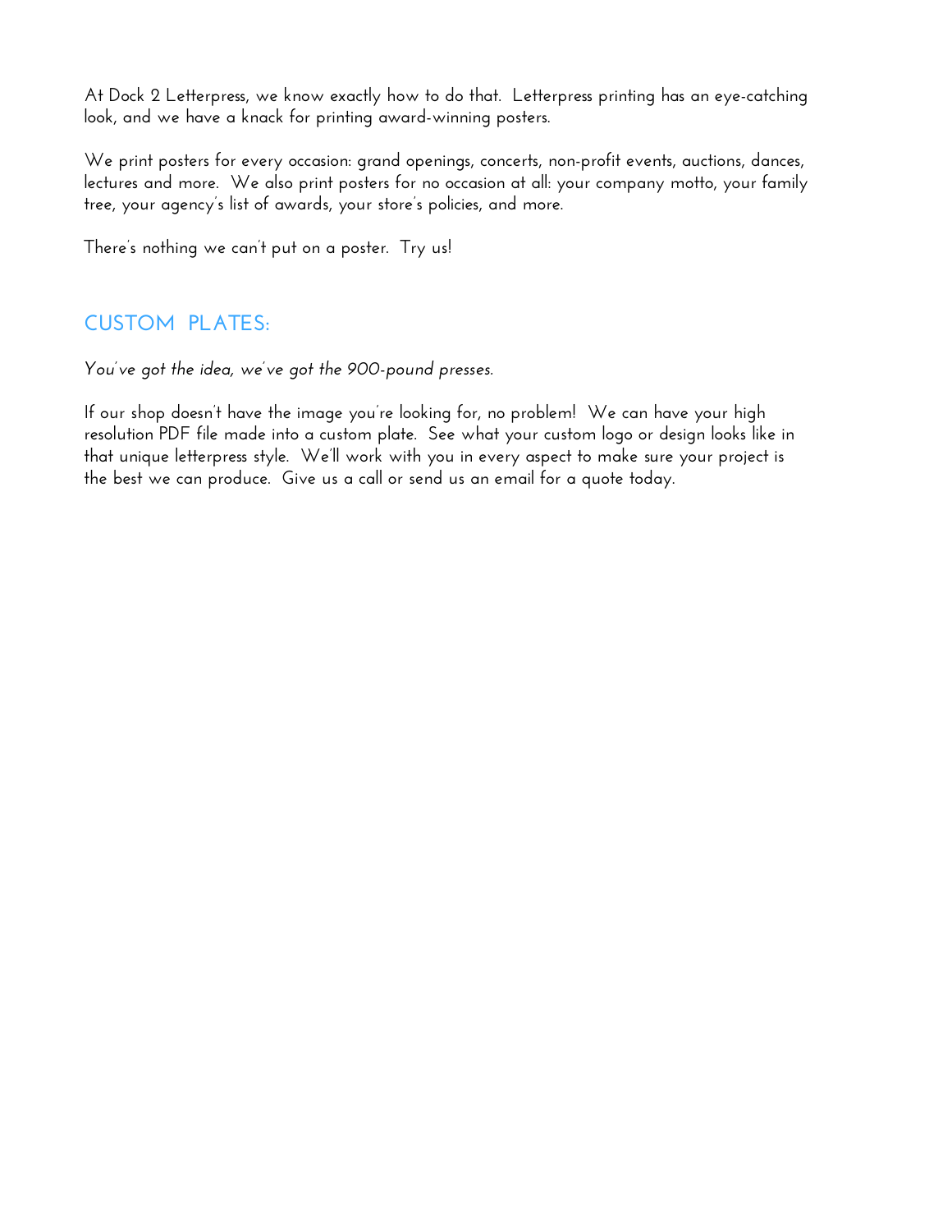At Dock 2 Letterpress, we know exactly how to do that. Letterpress printing has an eye-catching look, and we have a knack for printing award-winning posters.

We print posters for every occasion: grand openings, concerts, non-profit events, auctions, dances, lectures and more. We also print posters for no occasion at all: your company motto, your family tree, your agency's list of awards, your store's policies, and more.

There's nothing we can't put on a poster. Try us!

## CUSTOM PLATES:

*You've got the idea, we've got the 900-pound presses.*

If our shop doesn't have the image you're looking for, no problem! We can have your high resolution PDF file made into a custom plate. See what your custom logo or design looks like in that unique letterpress style. We'll work with you in every aspect to make sure your project is the best we can produce. Give us a call or send us an email for a quote today.